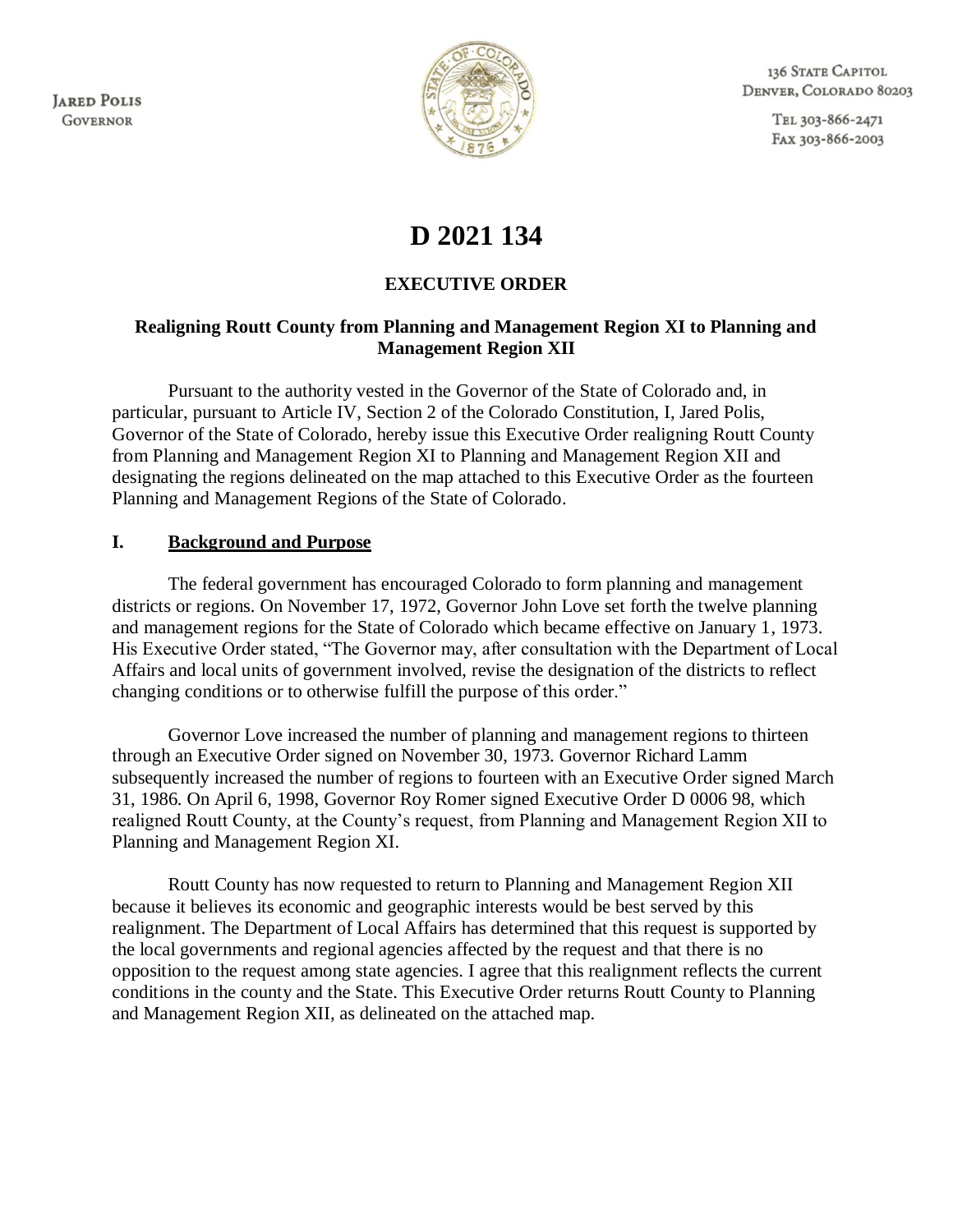JARED POLIS
GOVERNOR

136 STATE CAPITOL
DENVER, COLORADO 80203

TEL 303-866-2471
FAX 303-866-2003

# D 2021 134

## EXECUTIVE ORDER

### Realigning Routt County from Planning and Management Region XI to Planning and Management Region XII

Pursuant to the authority vested in the Governor of the State of Colorado and, in particular, pursuant to Article IV, Section 2 of the Colorado Constitution, I, Jared Polis, Governor of the State of Colorado, hereby issue this Executive Order realigning Routt County from Planning and Management Region XI to Planning and Management Region XII and designating the regions delineated on the map attached to this Executive Order as the fourteen Planning and Management Regions of the State of Colorado.

## I. Background and Purpose

The federal government has encouraged Colorado to form planning and management districts or regions. On November 17, 1972, Governor John Love set forth the twelve planning and management regions for the State of Colorado which became effective on January 1, 1973. His Executive Order stated, "The Governor may, after consultation with the Department of Local Affairs and local units of government involved, revise the designation of the districts to reflect changing conditions or to otherwise fulfill the purpose of this order."

Governor Love increased the number of planning and management regions to thirteen through an Executive Order signed on November 30, 1973. Governor Richard Lamm subsequently increased the number of regions to fourteen with an Executive Order signed March 31, 1986. On April 6, 1998, Governor Roy Romer signed Executive Order D 0006 98, which realigned Routt County, at the County's request, from Planning and Management Region XII to Planning and Management Region XI.

Routt County has now requested to return to Planning and Management Region XII because it believes its economic and geographic interests would be best served by this realignment. The Department of Local Affairs has determined that this request is supported by the local governments and regional agencies affected by the request and that there is no opposition to the request among state agencies. I agree that this realignment reflects the current conditions in the county and the State. This Executive Order returns Routt County to Planning and Management Region XII, as delineated on the attached map.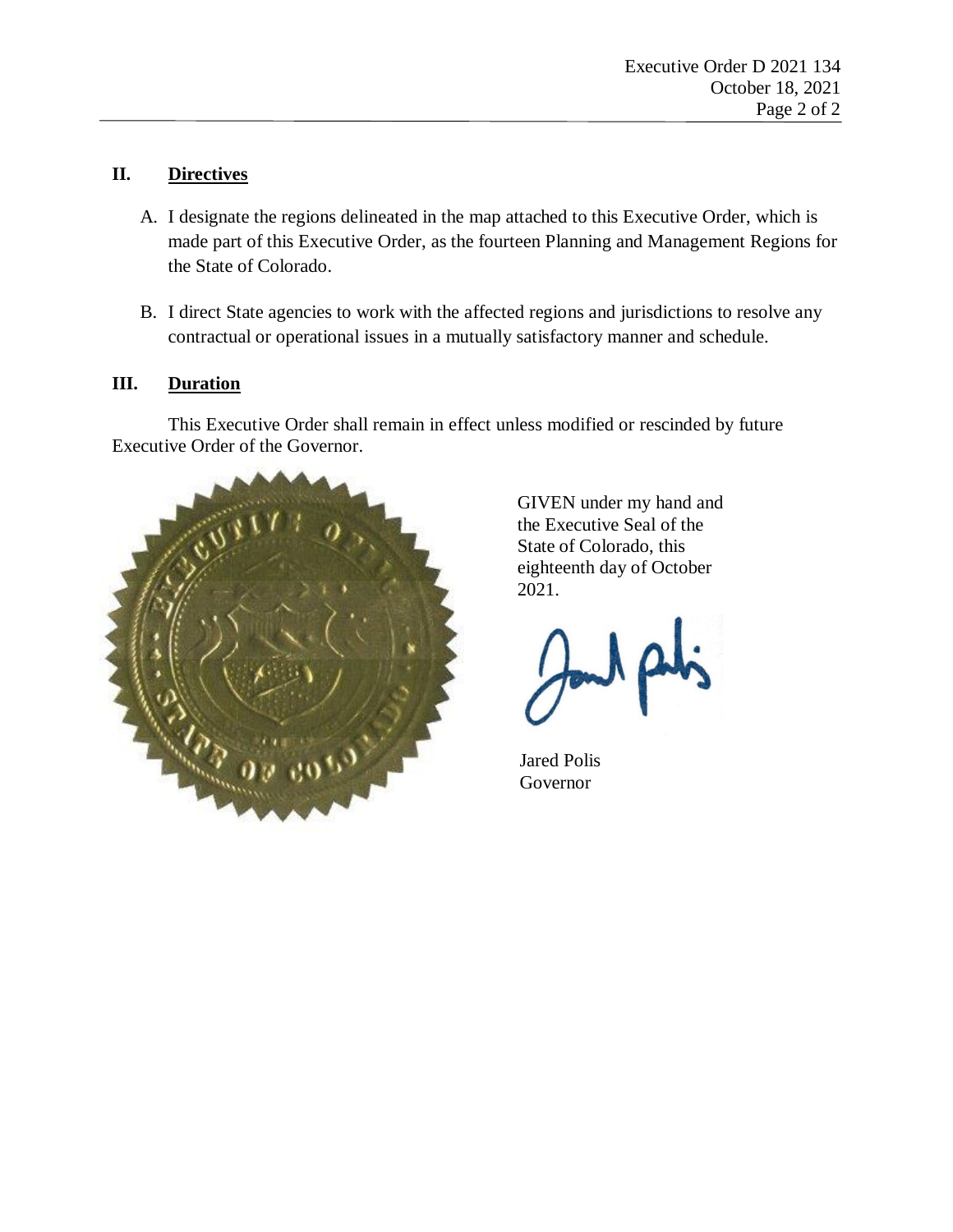## II. Directives

A. I designate the regions delineated in the map attached to this Executive Order, which is made part of this Executive Order, as the fourteen Planning and Management Regions for the State of Colorado.

B. I direct State agencies to work with the affected regions and jurisdictions to resolve any contractual or operational issues in a mutually satisfactory manner and schedule.

## III. Duration

This Executive Order shall remain in effect unless modified or rescinded by future Executive Order of the Governor.

GIVEN under my hand and the Executive Seal of the State of Colorado, this eighteenth day of October 2021.

Jared Polis
Governor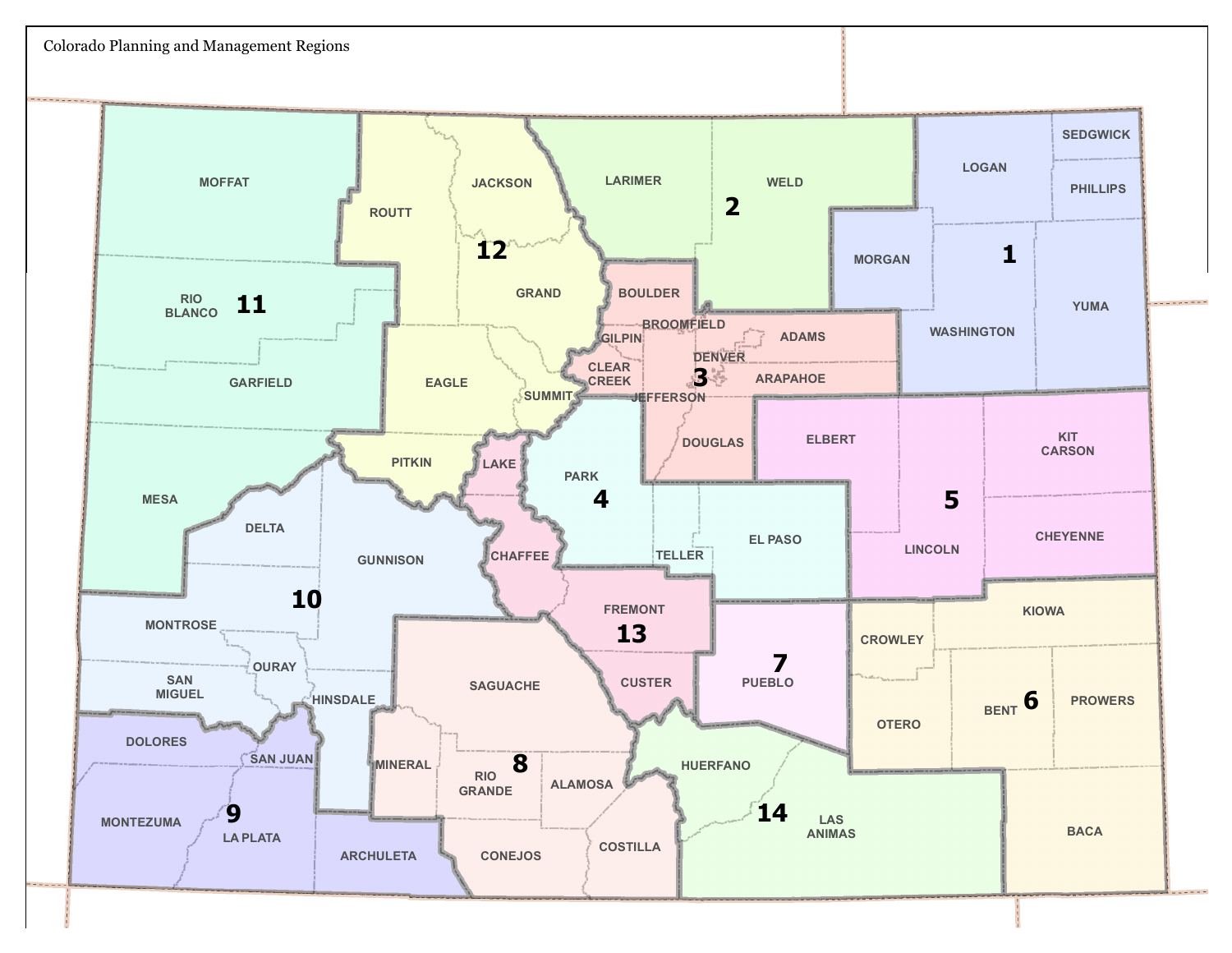Colorado Planning and Management Regions

MOFFAT
ROUTT
JACKSON
LARIMER
WELD
2
LOGAN
SEDGWICK
PHILLIPS
12
RIO BLANCO
11
GRAND
BOULDER
MORGAN
1
YUMA
BROOMFIELD
WASHINGTON
GILPIN
ADAMS
DENVER
CLEAR CREEK
3
ARAPAHOE
GARFIELD
EAGLE
SUMMIT
JEFFERSON
ELBERT
KIT CARSON
DOUGLAS
PITKIN
LAKE
PARK
4
5
MESA
DELTA
GUNNISON
EL PASO
CHAFFEE
TELLER
LINCOLN
CHEYENNE
10
FREMONT
KIOWA
MONTROSE
13
7
CROWLEY
OURAY
CUSTER
PUEBLO
SAN MIGUEL
HINSDALE
SAGUACHE
BENT
6
PROWERS
OTERO
DOLORES
SAN JUAN
MINERAL
8
RIO GRANDE
ALAMOSA
HUERFANO
9
MONTEZUMA
LA PLATA
14
LAS ANIMAS
BACA
ARCHULETA
CONEJOS
COSTILLA